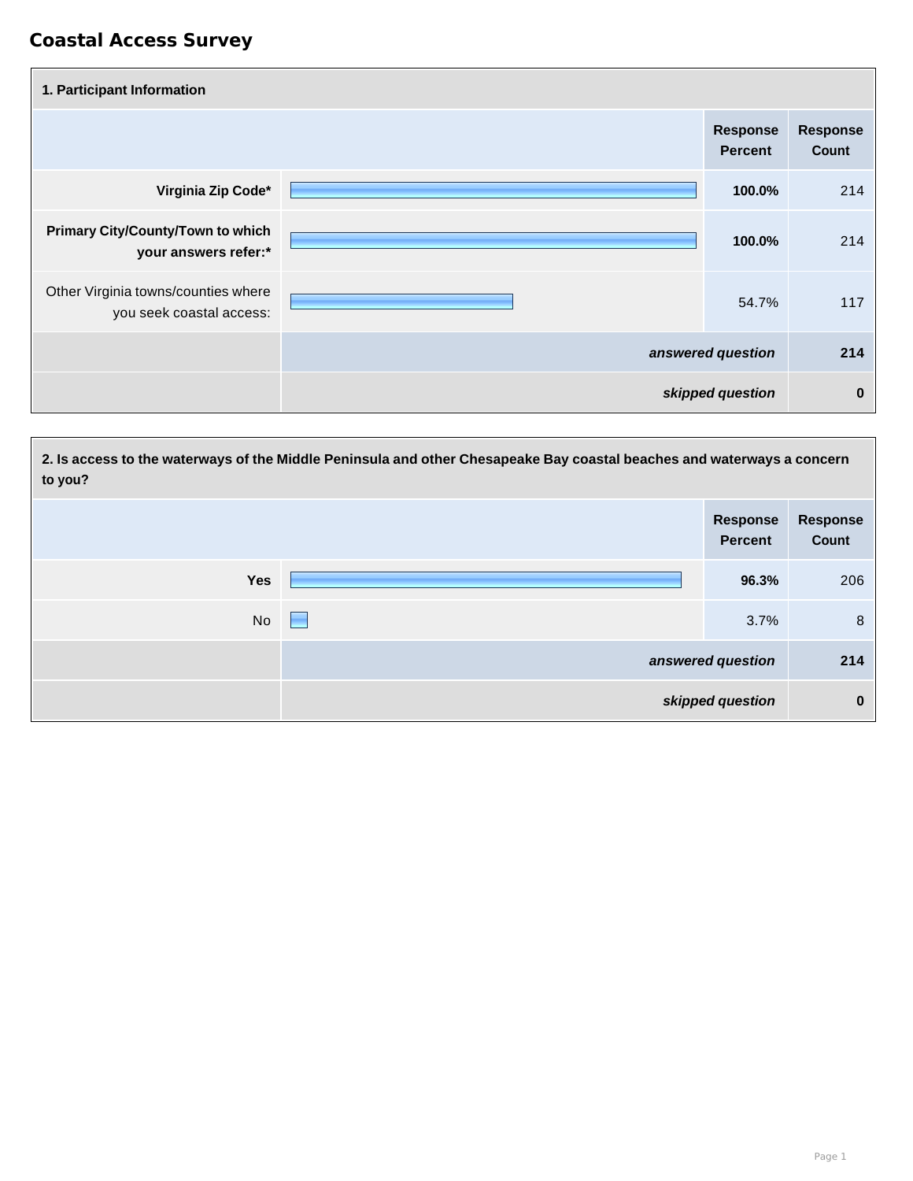# Coastal Access Survey

| 1. Participant Information | Response Percent | Response Count |
|---|---|---|
| **Virginia Zip Code*** | **100.0%** | 214 |
| **Primary City/County/Town to which your answers refer:*** | **100.0%** | 214 |
| Other Virginia towns/counties where you seek coastal access: | 54.7% | 117 |
| | ***answered question*** | **214** |
| | ***skipped question*** | **0** |

| 2. Is access to the waterways of the Middle Peninsula and other Chesapeake Bay coastal beaches and waterways a concern to you? | Response Percent | Response Count |
|---|---|---|
| **Yes** | **96.3%** | 206 |
| No | 3.7% | 8 |
| | ***answered question*** | **214** |
| | ***skipped question*** | **0** |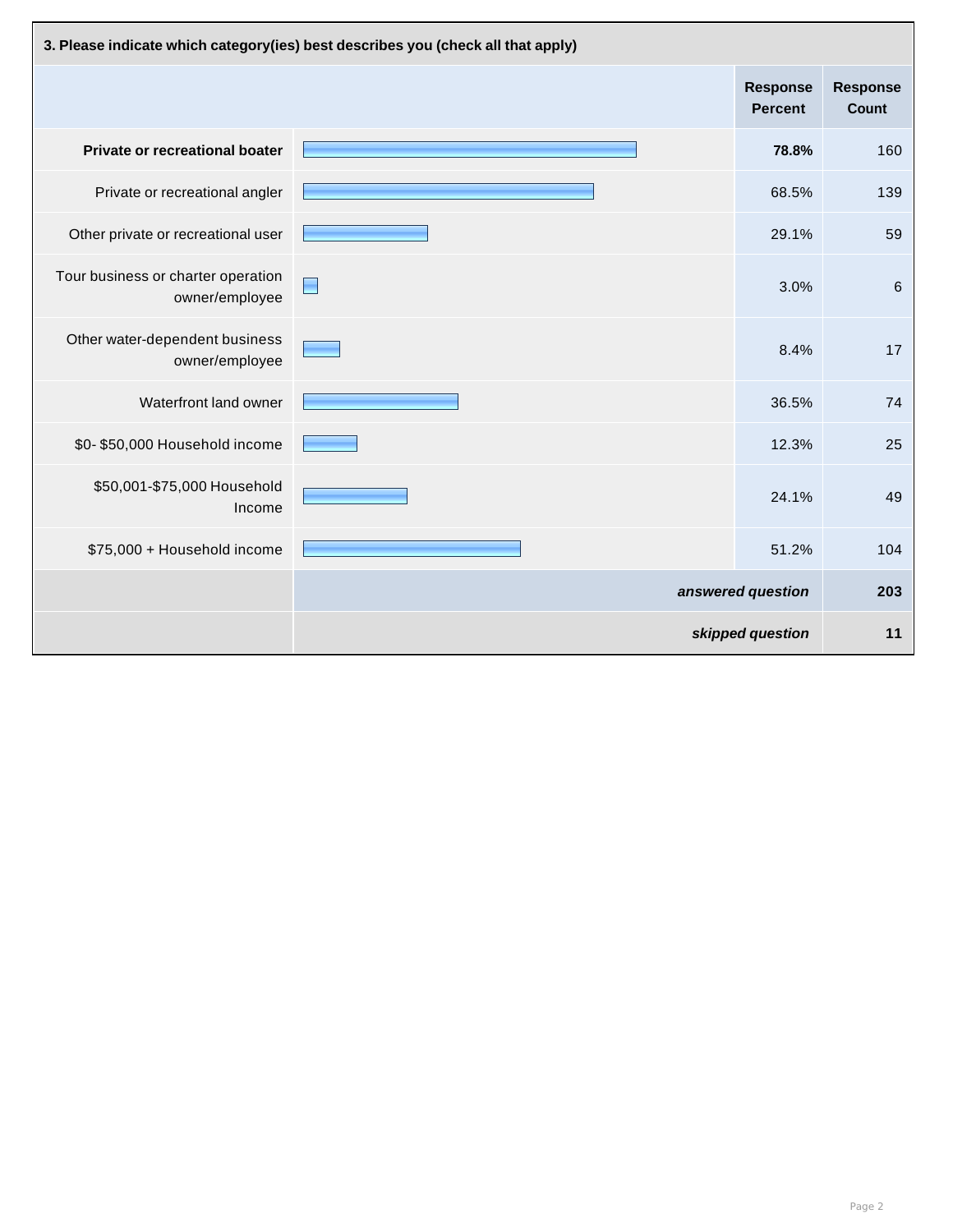### 3. Please indicate which category(ies) best describes you (check all that apply)

| | Response Percent | Response Count |
|---|---|---|
| **Private or recreational boater** | **78.8%** | 160 |
| Private or recreational angler | 68.5% | 139 |
| Other private or recreational user | 29.1% | 59 |
| Tour business or charter operation owner/employee | 3.0% | 6 |
| Other water-dependent business owner/employee | 8.4% | 17 |
| Waterfront land owner | 36.5% | 74 |
| $0- $50,000 Household income | 12.3% | 25 |
| $50,001-$75,000 Household Income | 24.1% | 49 |
| $75,000 + Household income | 51.2% | 104 |
| | ***answered question*** | **203** |
| | ***skipped question*** | **11** |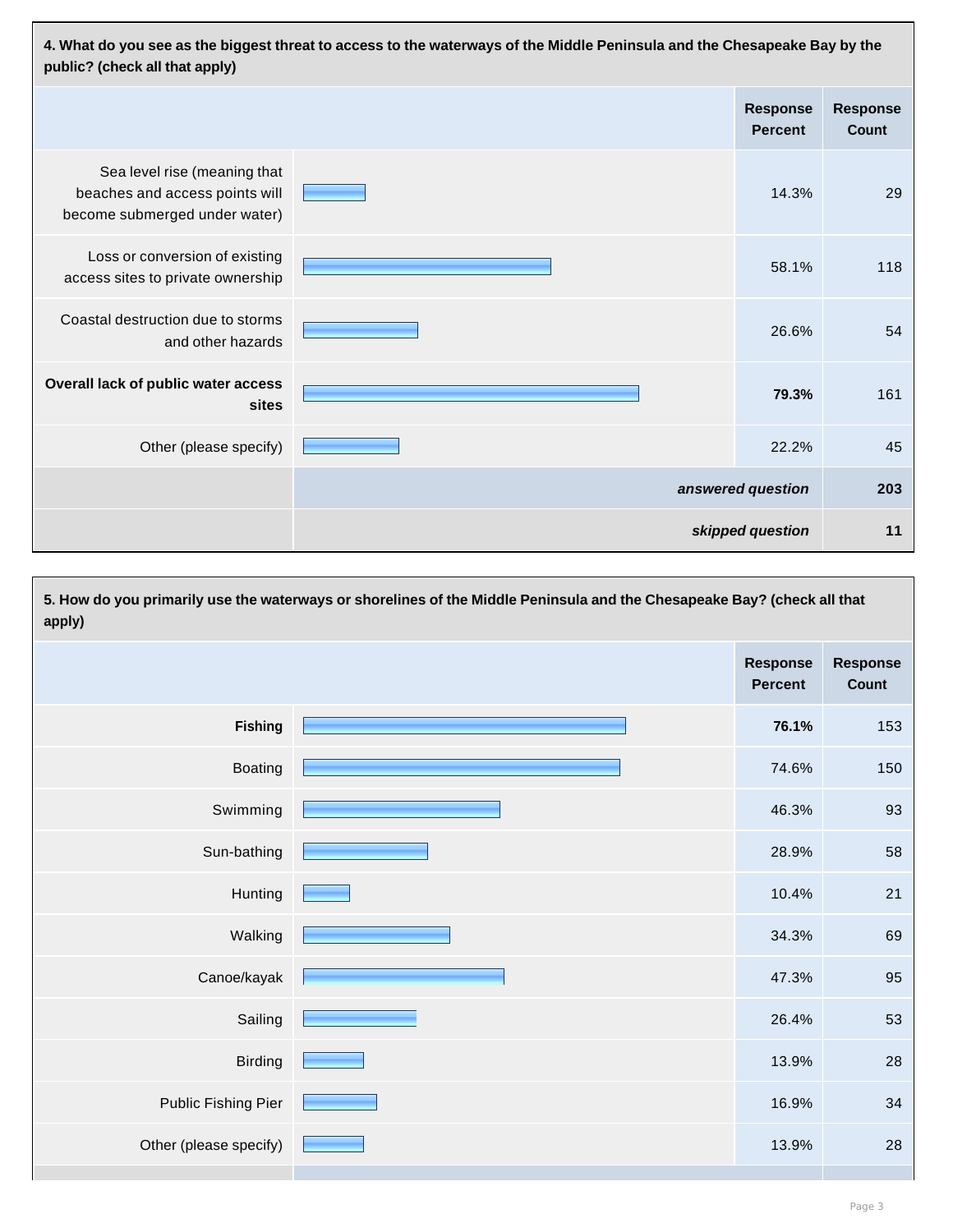**4. What do you see as the biggest threat to access to the waterways of the Middle Peninsula and the Chesapeake Bay by the public? (check all that apply)**

| | Response Percent | Response Count |
|---|---|---|
| Sea level rise (meaning that beaches and access points will become submerged under water) | 14.3% | 29 |
| Loss or conversion of existing access sites to private ownership | 58.1% | 118 |
| Coastal destruction due to storms and other hazards | 26.6% | 54 |
| **Overall lack of public water access sites** | **79.3%** | 161 |
| Other (please specify) | 22.2% | 45 |
| | *answered question* | **203** |
| | *skipped question* | **11** |

**5. How do you primarily use the waterways or shorelines of the Middle Peninsula and the Chesapeake Bay? (check all that apply)**

| | Response Percent | Response Count |
|---|---|---|
| **Fishing** | **76.1%** | 153 |
| Boating | 74.6% | 150 |
| Swimming | 46.3% | 93 |
| Sun-bathing | 28.9% | 58 |
| Hunting | 10.4% | 21 |
| Walking | 34.3% | 69 |
| Canoe/kayak | 47.3% | 95 |
| Sailing | 26.4% | 53 |
| Birding | 13.9% | 28 |
| Public Fishing Pier | 16.9% | 34 |
| Other (please specify) | 13.9% | 28 |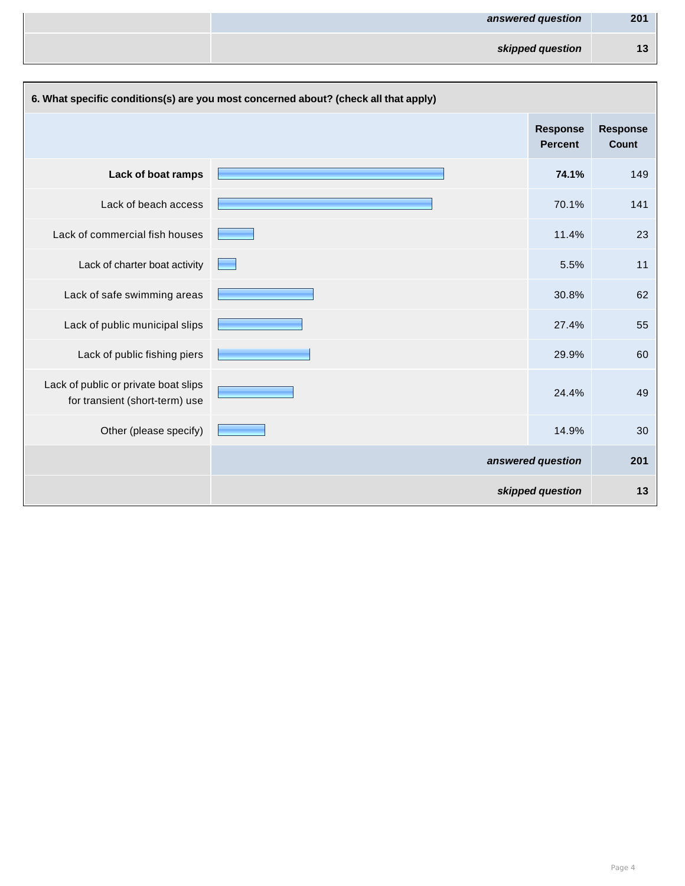| | answered question | 201 |
|---|---|---|
| | skipped question | 13 |

### 6. What specific conditions(s) are you most concerned about? (check all that apply)

| | Response Percent | Response Count |
|---|---|---|
| **Lack of boat ramps** | **74.1%** | 149 |
| Lack of beach access | 70.1% | 141 |
| Lack of commercial fish houses | 11.4% | 23 |
| Lack of charter boat activity | 5.5% | 11 |
| Lack of safe swimming areas | 30.8% | 62 |
| Lack of public municipal slips | 27.4% | 55 |
| Lack of public fishing piers | 29.9% | 60 |
| Lack of public or private boat slips for transient (short-term) use | 24.4% | 49 |
| Other (please specify) | 14.9% | 30 |
| | ***answered question*** | **201** |
| | ***skipped question*** | **13** |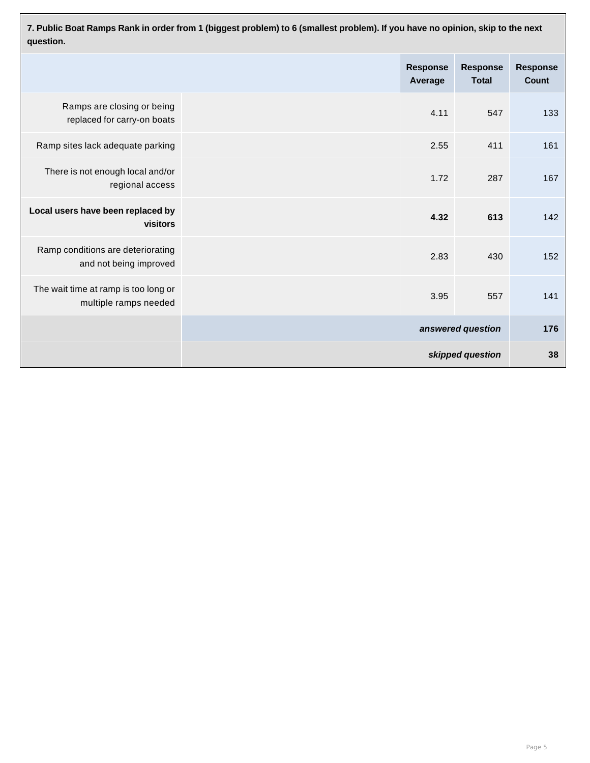**7. Public Boat Ramps Rank in order from 1 (biggest problem) to 6 (smallest problem). If you have no opinion, skip to the next question.**

| | | Response Average | Response Total | Response Count |
|---|---|---|---|---|
| Ramps are closing or being replaced for carry-on boats | | 4.11 | 547 | 133 |
| Ramp sites lack adequate parking | | 2.55 | 411 | 161 |
| There is not enough local and/or regional access | | 1.72 | 287 | 167 |
| **Local users have been replaced by visitors** | | **4.32** | **613** | 142 |
| Ramp conditions are deteriorating and not being improved | | 2.83 | 430 | 152 |
| The wait time at ramp is too long or multiple ramps needed | | 3.95 | 557 | 141 |
| | | | ***answered question*** | **176** |
| | | | ***skipped question*** | **38** |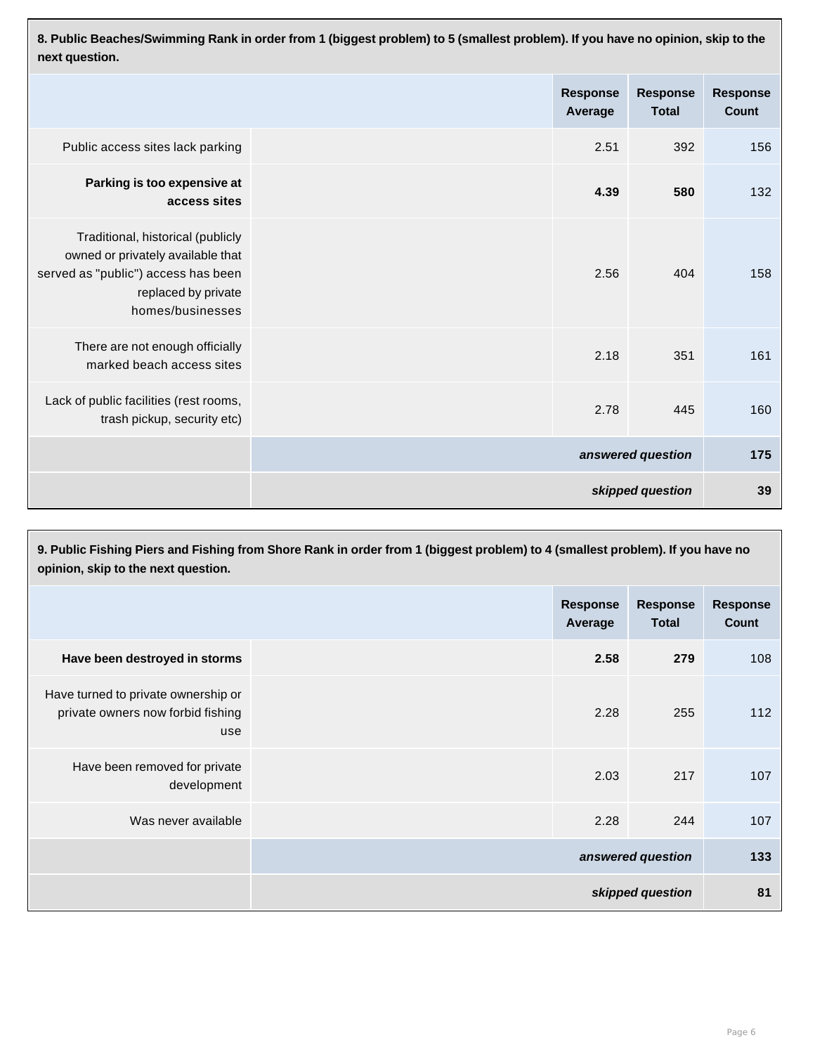**8. Public Beaches/Swimming Rank in order from 1 (biggest problem) to 5 (smallest problem). If you have no opinion, skip to the next question.**

| | | Response Average | Response Total | Response Count |
|---|---|---|---|---|
| Public access sites lack parking | | 2.51 | 392 | 156 |
| **Parking is too expensive at access sites** | | **4.39** | **580** | 132 |
| Traditional, historical (publicly owned or privately available that served as "public") access has been replaced by private homes/businesses | | 2.56 | 404 | 158 |
| There are not enough officially marked beach access sites | | 2.18 | 351 | 161 |
| Lack of public facilities (rest rooms, trash pickup, security etc) | | 2.78 | 445 | 160 |
| | | | ***answered question*** | **175** |
| | | | ***skipped question*** | **39** |

**9. Public Fishing Piers and Fishing from Shore Rank in order from 1 (biggest problem) to 4 (smallest problem). If you have no opinion, skip to the next question.**

| | | Response Average | Response Total | Response Count |
|---|---|---|---|---|
| **Have been destroyed in storms** | | **2.58** | **279** | 108 |
| Have turned to private ownership or private owners now forbid fishing use | | 2.28 | 255 | 112 |
| Have been removed for private development | | 2.03 | 217 | 107 |
| Was never available | | 2.28 | 244 | 107 |
| | | | ***answered question*** | **133** |
| | | | ***skipped question*** | **81** |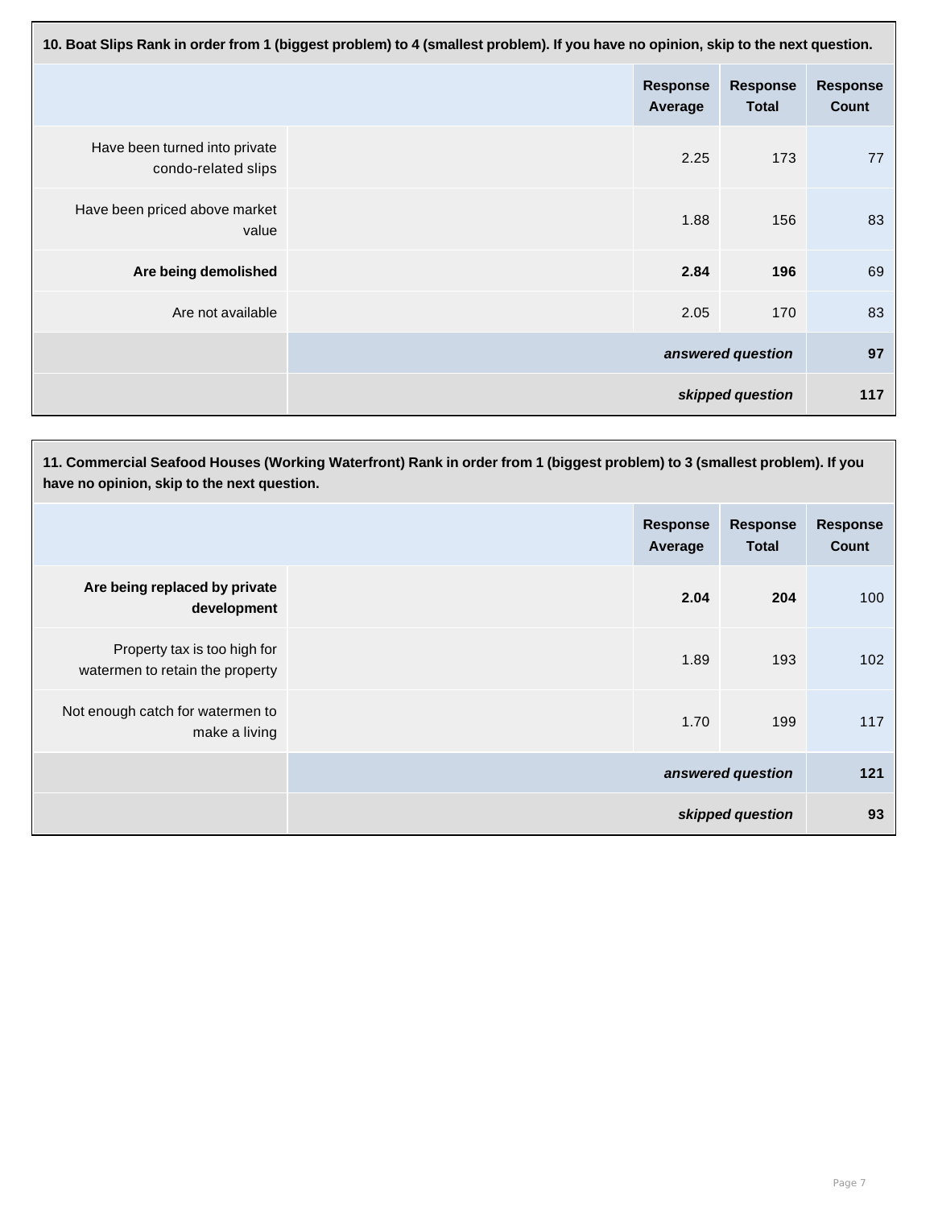**10. Boat Slips Rank in order from 1 (biggest problem) to 4 (smallest problem). If you have no opinion, skip to the next question.**

| | | Response Average | Response Total | Response Count |
|---|---|---|---|---|
| Have been turned into private condo-related slips | | 2.25 | 173 | 77 |
| Have been priced above market value | | 1.88 | 156 | 83 |
| **Are being demolished** | | **2.84** | **196** | 69 |
| Are not available | | 2.05 | 170 | 83 |
| | ***answered question*** | | | **97** |
| | ***skipped question*** | | | **117** |

**11. Commercial Seafood Houses (Working Waterfront) Rank in order from 1 (biggest problem) to 3 (smallest problem). If you have no opinion, skip to the next question.**

| | | Response Average | Response Total | Response Count |
|---|---|---|---|---|
| **Are being replaced by private development** | | **2.04** | **204** | 100 |
| Property tax is too high for watermen to retain the property | | 1.89 | 193 | 102 |
| Not enough catch for watermen to make a living | | 1.70 | 199 | 117 |
| | ***answered question*** | | | **121** |
| | ***skipped question*** | | | **93** |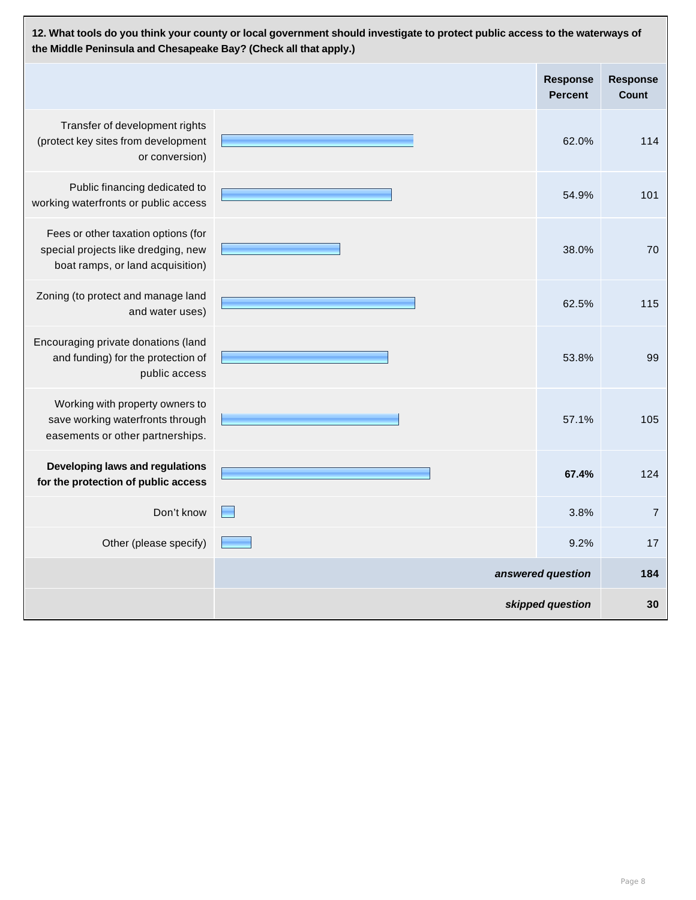**12. What tools do you think your county or local government should investigate to protect public access to the waterways of the Middle Peninsula and Chesapeake Bay? (Check all that apply.)**

| | Response Percent | Response Count |
|---|---|---|
| Transfer of development rights (protect key sites from development or conversion) | 62.0% | 114 |
| Public financing dedicated to working waterfronts or public access | 54.9% | 101 |
| Fees or other taxation options (for special projects like dredging, new boat ramps, or land acquisition) | 38.0% | 70 |
| Zoning (to protect and manage land and water uses) | 62.5% | 115 |
| Encouraging private donations (land and funding) for the protection of public access | 53.8% | 99 |
| Working with property owners to save working waterfronts through easements or other partnerships. | 57.1% | 105 |
| **Developing laws and regulations for the protection of public access** | **67.4%** | 124 |
| Don't know | 3.8% | 7 |
| Other (please specify) | 9.2% | 17 |
| | ***answered question*** | **184** |
| | ***skipped question*** | **30** |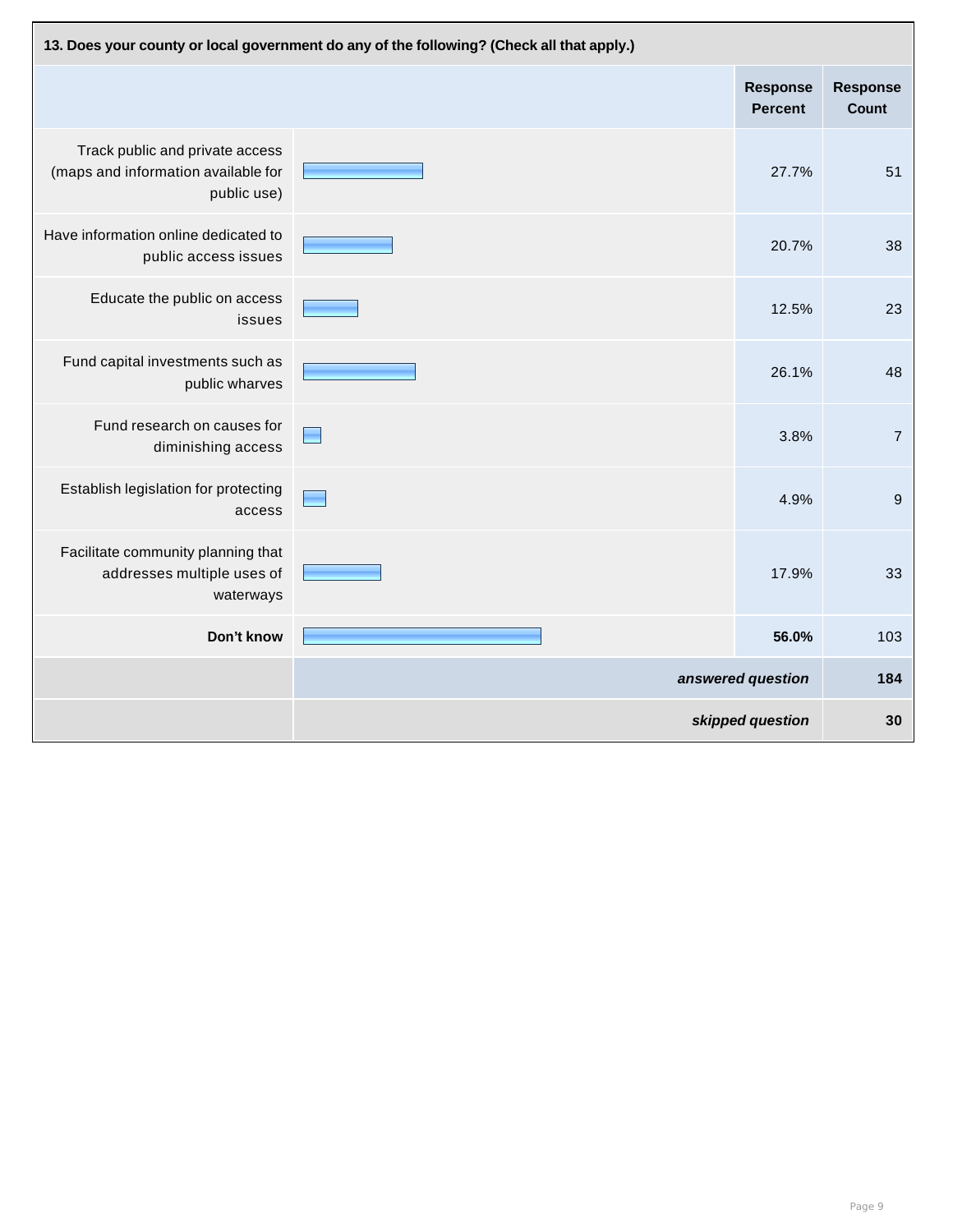**13. Does your county or local government do any of the following? (Check all that apply.)**

| | Response Percent | Response Count |
|---|---|---|
| Track public and private access (maps and information available for public use) | 27.7% | 51 |
| Have information online dedicated to public access issues | 20.7% | 38 |
| Educate the public on access issues | 12.5% | 23 |
| Fund capital investments such as public wharves | 26.1% | 48 |
| Fund research on causes for diminishing access | 3.8% | 7 |
| Establish legislation for protecting access | 4.9% | 9 |
| Facilitate community planning that addresses multiple uses of waterways | 17.9% | 33 |
| **Don't know** | **56.0%** | 103 |
| | ***answered question*** | **184** |
| | ***skipped question*** | **30** |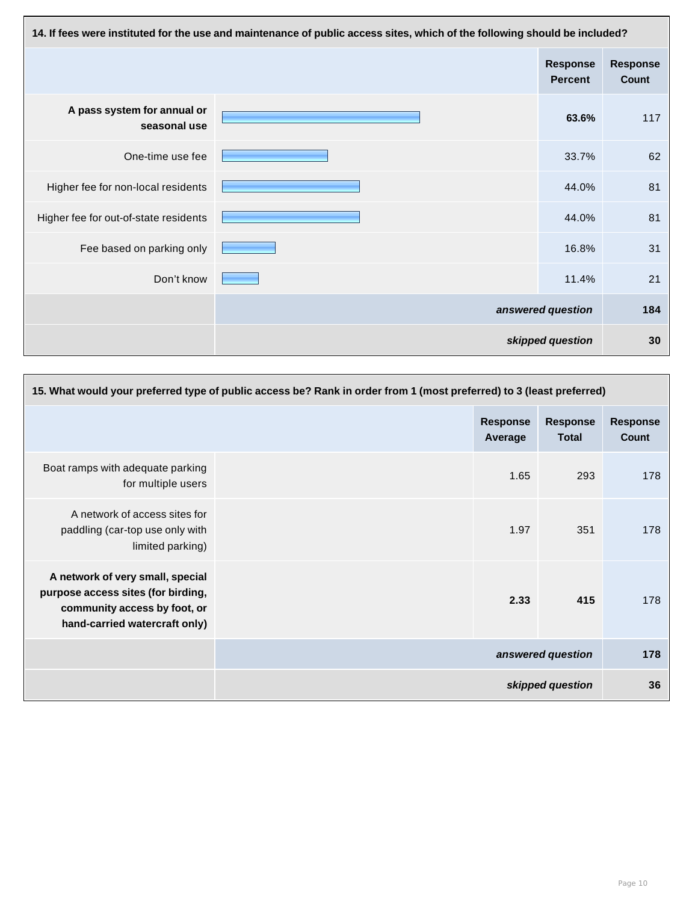**14. If fees were instituted for the use and maintenance of public access sites, which of the following should be included?**

| | Response Percent | Response Count |
|---|---|---|
| **A pass system for annual or seasonal use** | **63.6%** | 117 |
| One-time use fee | 33.7% | 62 |
| Higher fee for non-local residents | 44.0% | 81 |
| Higher fee for out-of-state residents | 44.0% | 81 |
| Fee based on parking only | 16.8% | 31 |
| Don't know | 11.4% | 21 |
| | ***answered question*** | **184** |
| | ***skipped question*** | **30** |

**15. What would your preferred type of public access be? Rank in order from 1 (most preferred) to 3 (least preferred)**

| | Response Average | Response Total | Response Count |
|---|---|---|---|
| Boat ramps with adequate parking for multiple users | 1.65 | 293 | 178 |
| A network of access sites for paddling (car-top use only with limited parking) | 1.97 | 351 | 178 |
| **A network of very small, special purpose access sites (for birding, community access by foot, or hand-carried watercraft only)** | **2.33** | **415** | 178 |
| | | ***answered question*** | **178** |
| | | ***skipped question*** | **36** |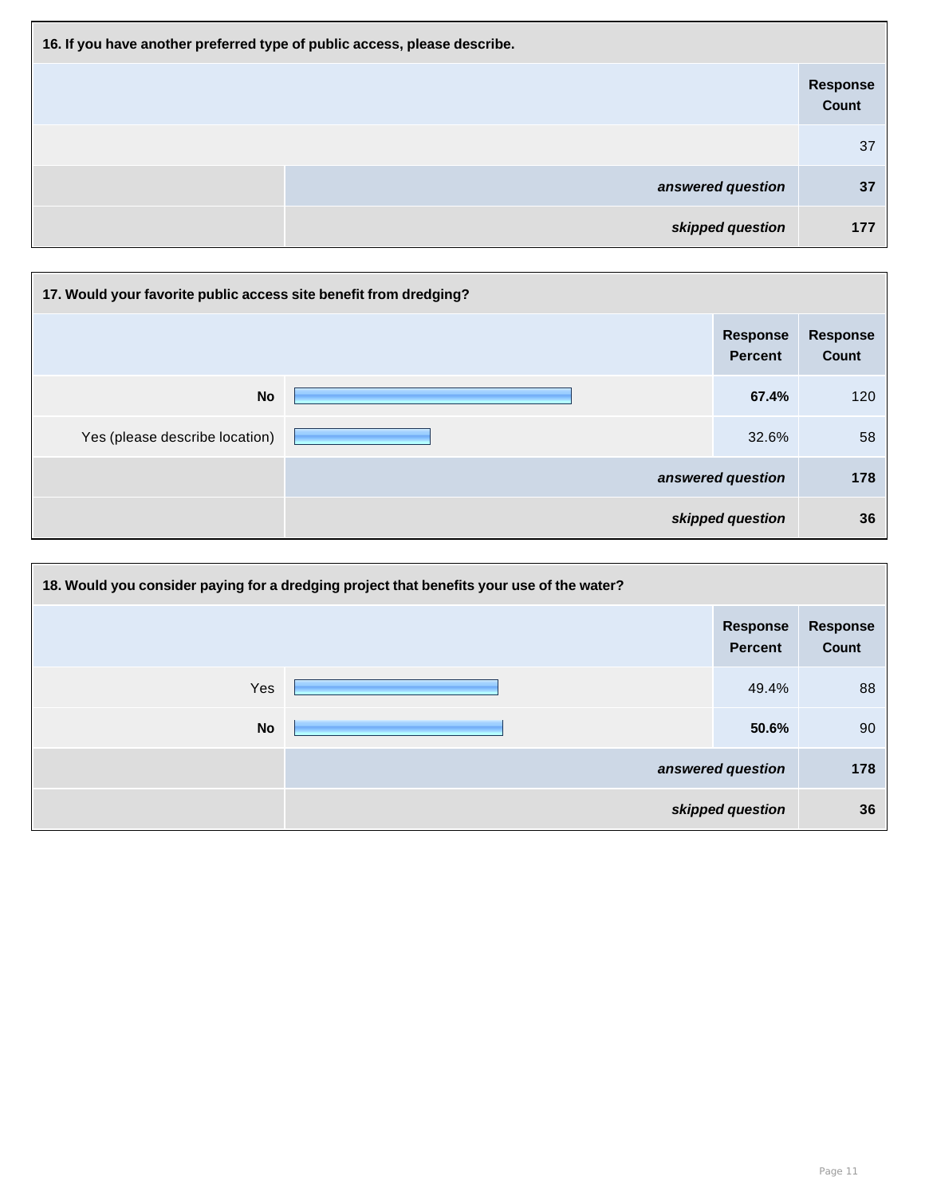**16. If you have another preferred type of public access, please describe.**

| | Response Count |
|---|---|
| | 37 |
| *answered question* | **37** |
| *skipped question* | **177** |

**17. Would your favorite public access site benefit from dredging?**

| | Response Percent | Response Count |
|---|---|---|
| **No** | **67.4%** | 120 |
| Yes (please describe location) | 32.6% | 58 |
| *answered question* | | **178** |
| *skipped question* | | **36** |

**18. Would you consider paying for a dredging project that benefits your use of the water?**

| | Response Percent | Response Count |
|---|---|---|
| Yes | 49.4% | 88 |
| **No** | **50.6%** | 90 |
| *answered question* | | **178** |
| *skipped question* | | **36** |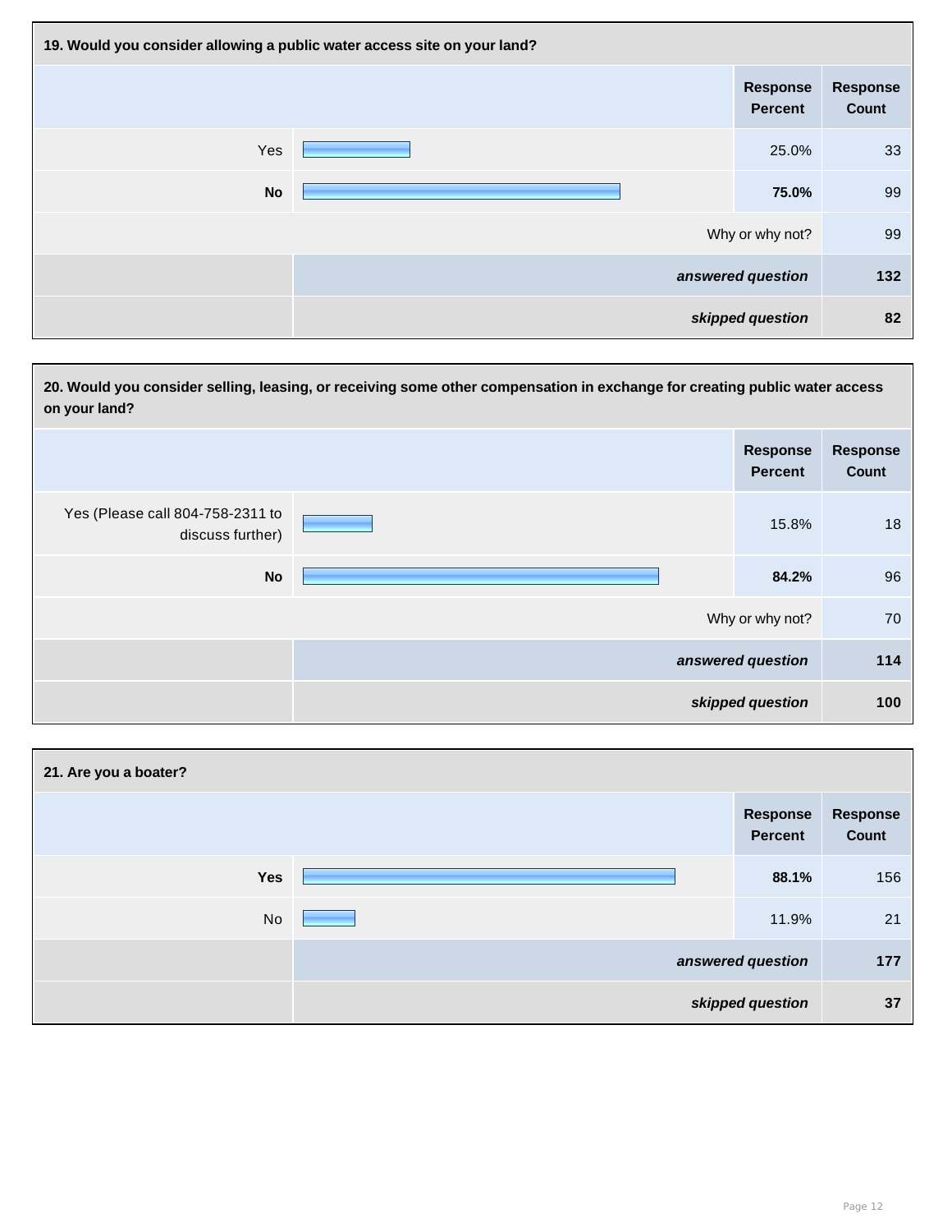**19. Would you consider allowing a public water access site on your land?**

| | Response Percent | Response Count |
|---|---|---|
| Yes | 25.0% | 33 |
| **No** | **75.0%** | 99 |
| Why or why not? | | 99 |
| ***answered question*** | | **132** |
| ***skipped question*** | | **82** |

**20. Would you consider selling, leasing, or receiving some other compensation in exchange for creating public water access on your land?**

| | Response Percent | Response Count |
|---|---|---|
| Yes (Please call 804-758-2311 to discuss further) | 15.8% | 18 |
| **No** | **84.2%** | 96 |
| Why or why not? | | 70 |
| ***answered question*** | | **114** |
| ***skipped question*** | | **100** |

**21. Are you a boater?**

| | Response Percent | Response Count |
|---|---|---|
| **Yes** | **88.1%** | 156 |
| No | 11.9% | 21 |
| ***answered question*** | | **177** |
| ***skipped question*** | | **37** |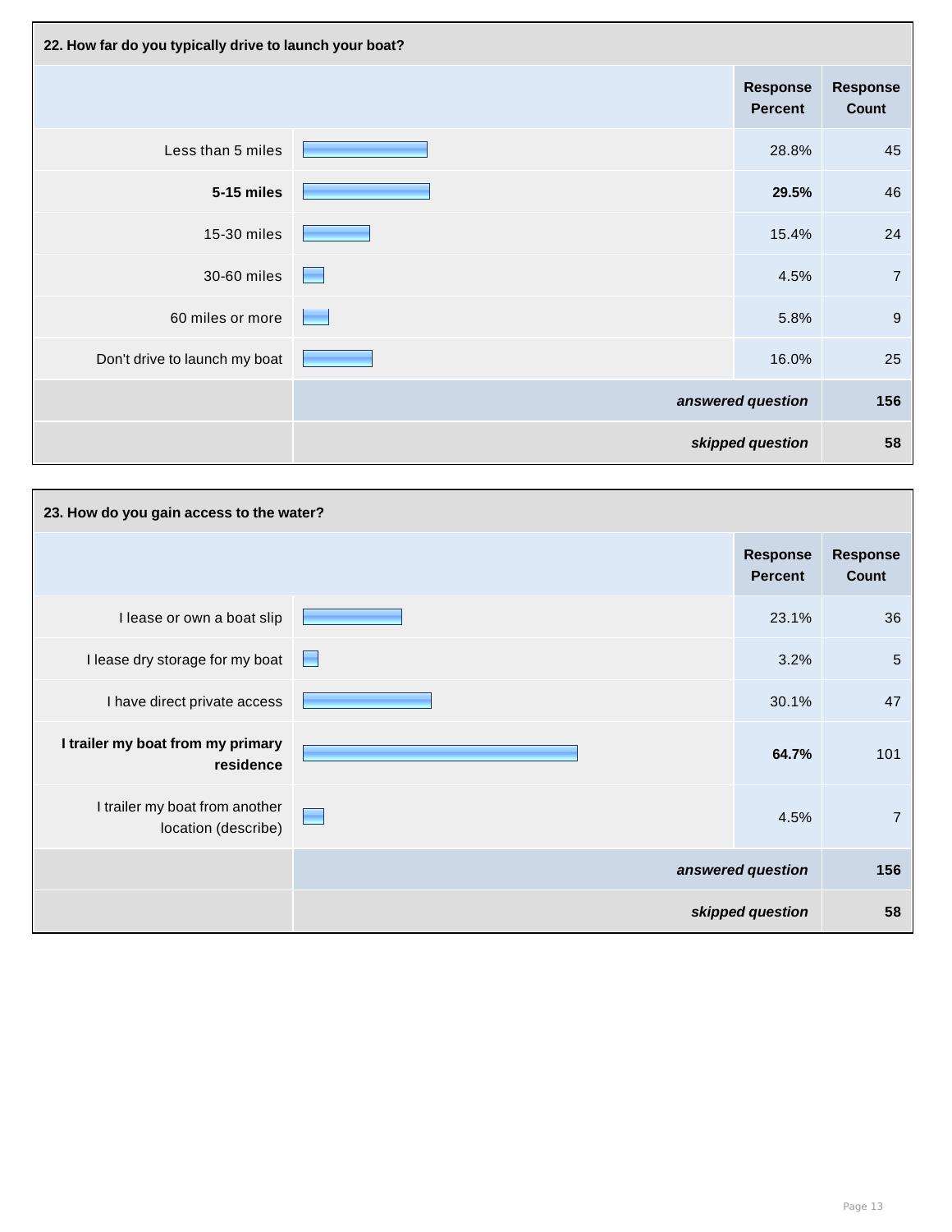### 22. How far do you typically drive to launch your boat?

| | Response Percent | Response Count |
|---|---|---|
| Less than 5 miles | 28.8% | 45 |
| **5-15 miles** | **29.5%** | 46 |
| 15-30 miles | 15.4% | 24 |
| 30-60 miles | 4.5% | 7 |
| 60 miles or more | 5.8% | 9 |
| Don't drive to launch my boat | 16.0% | 25 |
| | ***answered question*** | **156** |
| | ***skipped question*** | **58** |

### 23. How do you gain access to the water?

| | Response Percent | Response Count |
|---|---|---|
| I lease or own a boat slip | 23.1% | 36 |
| I lease dry storage for my boat | 3.2% | 5 |
| I have direct private access | 30.1% | 47 |
| **I trailer my boat from my primary residence** | **64.7%** | 101 |
| I trailer my boat from another location (describe) | 4.5% | 7 |
| | ***answered question*** | **156** |
| | ***skipped question*** | **58** |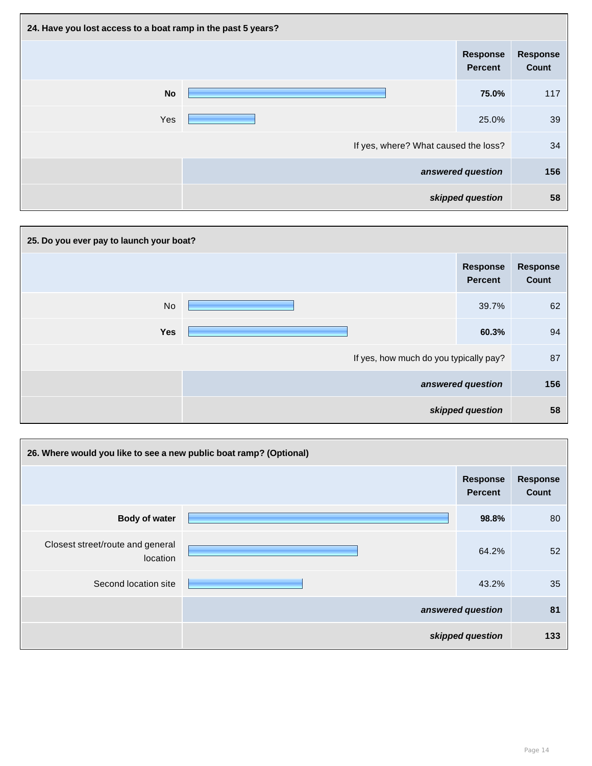**24. Have you lost access to a boat ramp in the past 5 years?**

| | Response Percent | Response Count |
|---|---|---|
| **No** | **75.0%** | 117 |
| Yes | 25.0% | 39 |
| If yes, where? What caused the loss? | | 34 |
| ***answered question*** | | **156** |
| ***skipped question*** | | **58** |

**25. Do you ever pay to launch your boat?**

| | Response Percent | Response Count |
|---|---|---|
| No | 39.7% | 62 |
| **Yes** | **60.3%** | 94 |
| If yes, how much do you typically pay? | | 87 |
| ***answered question*** | | **156** |
| ***skipped question*** | | **58** |

**26. Where would you like to see a new public boat ramp? (Optional)**

| | Response Percent | Response Count |
|---|---|---|
| **Body of water** | **98.8%** | 80 |
| Closest street/route and general location | 64.2% | 52 |
| Second location site | 43.2% | 35 |
| ***answered question*** | | **81** |
| ***skipped question*** | | **133** |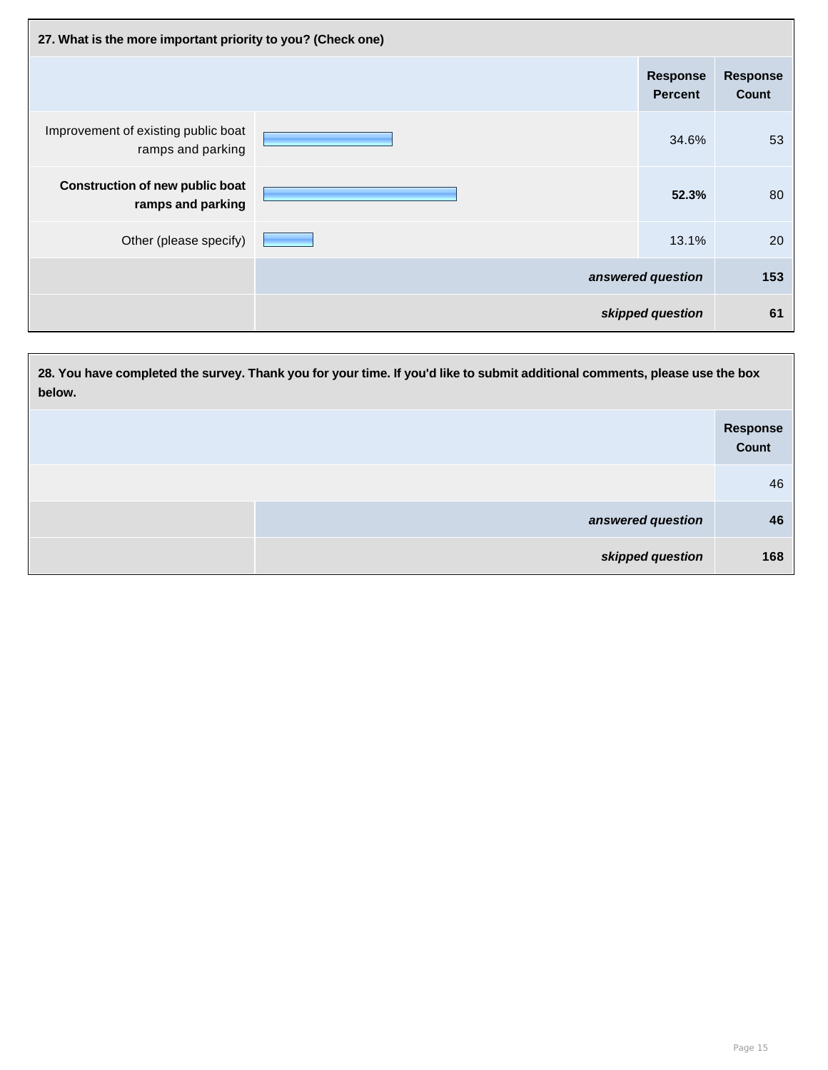**27. What is the more important priority to you? (Check one)**

| | Response Percent | Response Count |
|---|---|---|
| Improvement of existing public boat ramps and parking | 34.6% | 53 |
| **Construction of new public boat ramps and parking** | **52.3%** | 80 |
| Other (please specify) | 13.1% | 20 |
| ***answered question*** | | **153** |
| ***skipped question*** | | **61** |

**28. You have completed the survey. Thank you for your time. If you'd like to submit additional comments, please use the box below.**

| | Response Count |
|---|---|
| | 46 |
| ***answered question*** | **46** |
| ***skipped question*** | **168** |